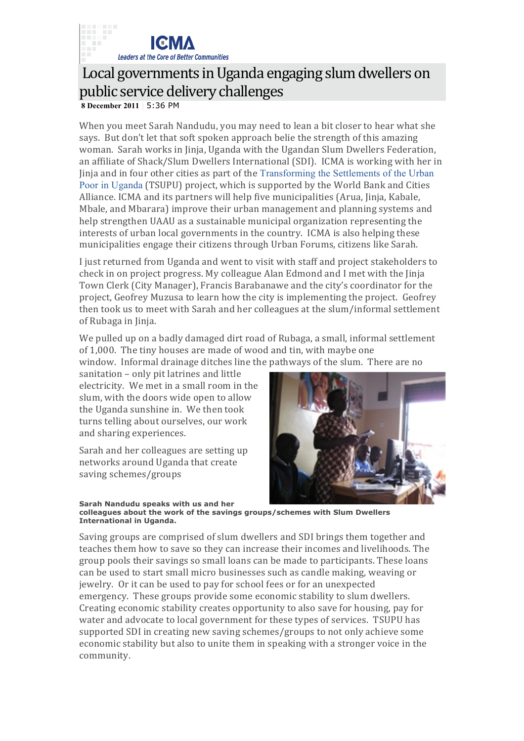# Local governments in Uganda engaging slum dwellers on public service delivery challenges

**8 December 2011** | 5:36 PM

When you meet Sarah Nandudu, you may need to lean a bit closer to hear what she says. But don't let that soft spoken approach belie the strength of this amazing woman. Sarah works in Jinja, Uganda with the Ugandan Slum Dwellers Federation, an affiliate of Shack/Slum Dwellers International (SDI). ICMA is working with her in Jinja and in four other cities as part of the Transforming the Settlements of the Urban Poor in Uganda (TSUPU) project, which is supported by the World Bank and Cities Alliance. ICMA and its partners will help five municipalities (Arua, Jinja, Kabale, Mbale, and Mbarara) improve their urban management and planning systems and help strengthen UAAU as a sustainable municipal organization representing the interests of urban local governments in the country. ICMA is also helping these municipalities engage their citizens through Urban Forums, citizens like Sarah.

I just returned from Uganda and went to visit with staff and project stakeholders to check in on project progress. My colleague Alan Edmond and I met with the Jinja Town Clerk (City Manager), Francis Barabanawe and the city's coordinator for the project, Geofrey Muzusa to learn how the city is implementing the project. Geofrey then took us to meet with Sarah and her colleagues at the slum/informal settlement of Rubaga in Jinja.

We pulled up on a badly damaged dirt road of Rubaga, a small, informal settlement of 1,000. The tiny houses are made of wood and tin, with maybe one window. Informal drainage ditches line the pathways of the slum. There are no sanitation – only pit latrines and little electricity. We met in a small room in the slum, with the doors wide open to allow the Uganda sunshine in. We then took turns telling about ourselves, our work and sharing experiences.

Sarah and her colleagues are setting up networks around Uganda that create saving schemes/groups

**Sarah Nandudu speaks with us and her colleagues about the work of the savings groups/schemes with Slum Dwellers International in Uganda.**

Saving groups are comprised of slum dwellers and SDI brings them together and teaches them how to save so they can increase their incomes and livelihoods. The group pools their savings so small loans can be made to participants. These loans can be used to start small micro businesses such as candle making, weaving or jewelry. Or it can be used to pay for school fees or for an unexpected emergency. These groups provide some economic stability to slum dwellers. Creating economic stability creates opportunity to also save for housing, pay for water and advocate to local government for these types of services. TSUPU has supported SDI in creating new saving schemes/groups to not only achieve some economic stability but also to unite them in speaking with a stronger voice in the community.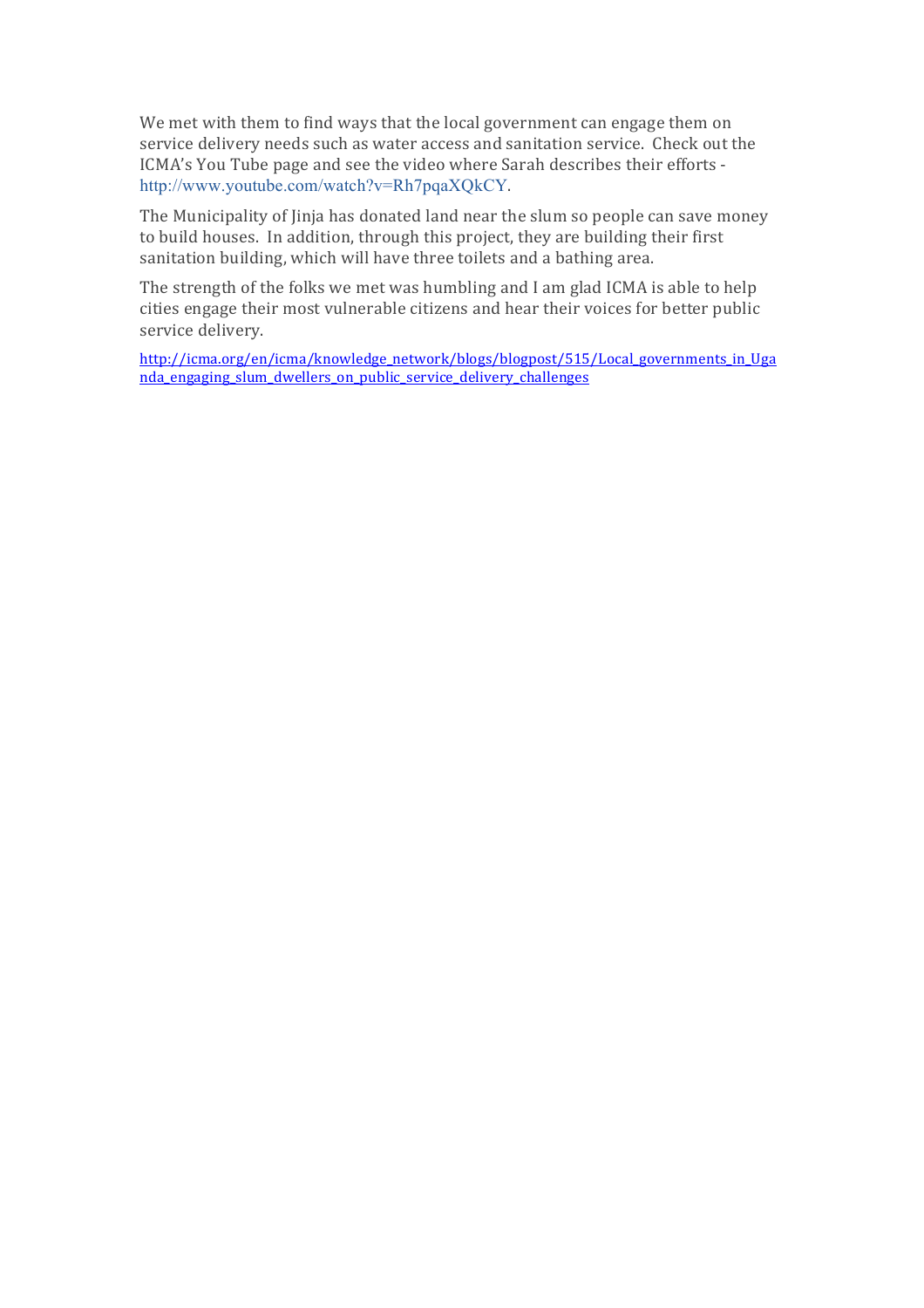We met with them to find ways that the local government can engage them on service delivery needs such as water access and sanitation service. Check out the ICMA's You Tube page and see the video where Sarah describes their efforts - http://www.youtube.com/watch?v=Rh7pqaXQkCY.

The Municipality of Jinja has donated land near the slum so people can save money to build houses. In addition, through this project, they are building their first sanitation building, which will have three toilets and a bathing area.

The strength of the folks we met was humbling and I am glad ICMA is able to help cities engage their most vulnerable citizens and hear their voices for better public service delivery.

http://icma.org/en/icma/knowledge_network/blogs/blogpost/515/Local_governments_in_Uganda_engaging_slum_dwellers_on_public_service_delivery_challenges